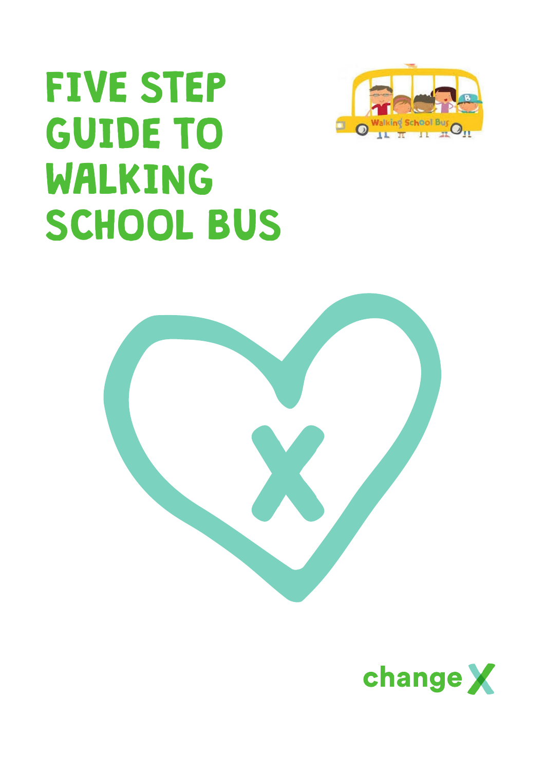# FIVE STEP GUIDE TO WALKING SCHOOL BUS

changeX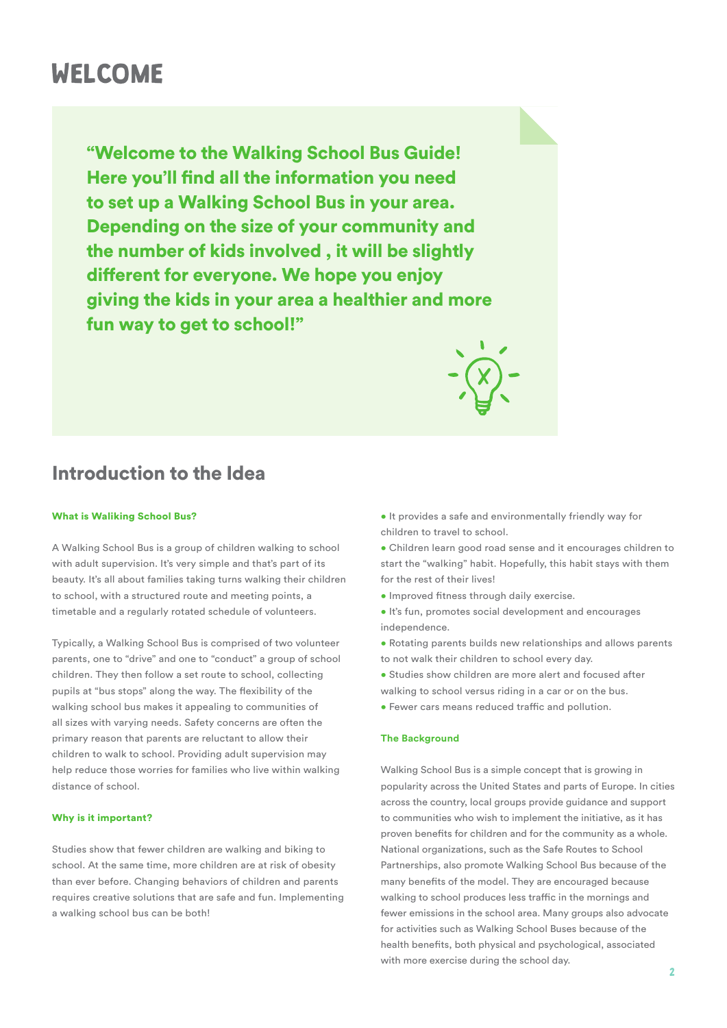# WELCOME

> **"Welcome to the Walking School Bus Guide! Here you'll find all the information you need to set up a Walking School Bus in your area. Depending on the size of your community and the number of kids involved , it will be slightly different for everyone. We hope you enjoy giving the kids in your area a healthier and more fun way to get to school!"**

## Introduction to the Idea

### What is Waliking School Bus?

A Walking School Bus is a group of children walking to school with adult supervision. It's very simple and that's part of its beauty. It's all about families taking turns walking their children to school, with a structured route and meeting points, a timetable and a regularly rotated schedule of volunteers.

Typically, a Walking School Bus is comprised of two volunteer parents, one to "drive" and one to "conduct" a group of school children. They then follow a set route to school, collecting pupils at "bus stops" along the way. The flexibility of the walking school bus makes it appealing to communities of all sizes with varying needs. Safety concerns are often the primary reason that parents are reluctant to allow their children to walk to school. Providing adult supervision may help reduce those worries for families who live within walking distance of school.

### Why is it important?

Studies show that fewer children are walking and biking to school. At the same time, more children are at risk of obesity than ever before. Changing behaviors of children and parents requires creative solutions that are safe and fun. Implementing a walking school bus can be both!

- It provides a safe and environmentally friendly way for children to travel to school.
- Children learn good road sense and it encourages children to start the "walking" habit. Hopefully, this habit stays with them for the rest of their lives!
- Improved fitness through daily exercise.
- It's fun, promotes social development and encourages independence.
- Rotating parents builds new relationships and allows parents to not walk their children to school every day.
- Studies show children are more alert and focused after walking to school versus riding in a car or on the bus.
- Fewer cars means reduced traffic and pollution.

### The Background

Walking School Bus is a simple concept that is growing in popularity across the United States and parts of Europe. In cities across the country, local groups provide guidance and support to communities who wish to implement the initiative, as it has proven benefits for children and for the community as a whole. National organizations, such as the Safe Routes to School Partnerships, also promote Walking School Bus because of the many benefits of the model. They are encouraged because walking to school produces less traffic in the mornings and fewer emissions in the school area. Many groups also advocate for activities such as Walking School Buses because of the health benefits, both physical and psychological, associated with more exercise during the school day.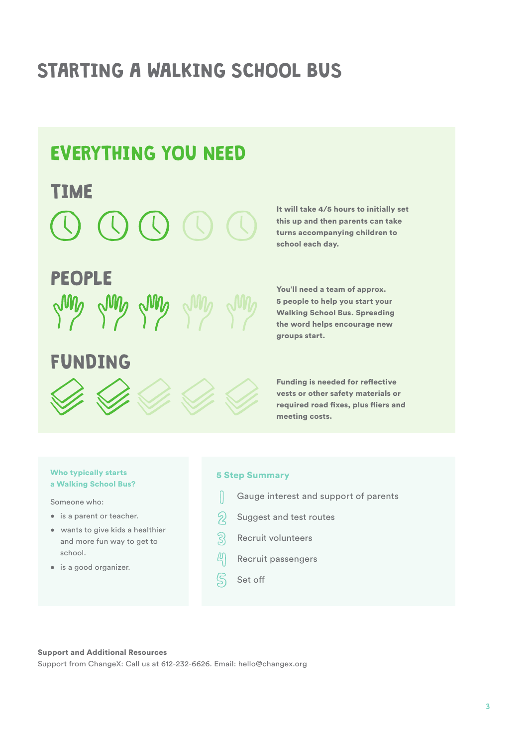# STARTING A WALKING SCHOOL BUS

## EVERYTHING YOU NEED

### TIME

**It will take 4/5 hours to initially set this up and then parents can take turns accompanying children to school each day.**

### PEOPLE

**You'll need a team of approx. 5 people to help you start your Walking School Bus. Spreading the word helps encourage new groups start.**

### FUNDING

**Funding is needed for reflective vests or other safety materials or required road fixes, plus fliers and meeting costs.**

#### Who typically starts a Walking School Bus?

Someone who:

- is a parent or teacher.
- wants to give kids a healthier and more fun way to get to school.
- is a good organizer.

#### 5 Step Summary

1. Gauge interest and support of parents
2. Suggest and test routes
3. Recruit volunteers
4. Recruit passengers
5. Set off

**Support and Additional Resources**

Support from ChangeX: Call us at 612-232-6626. Email: hello@changex.org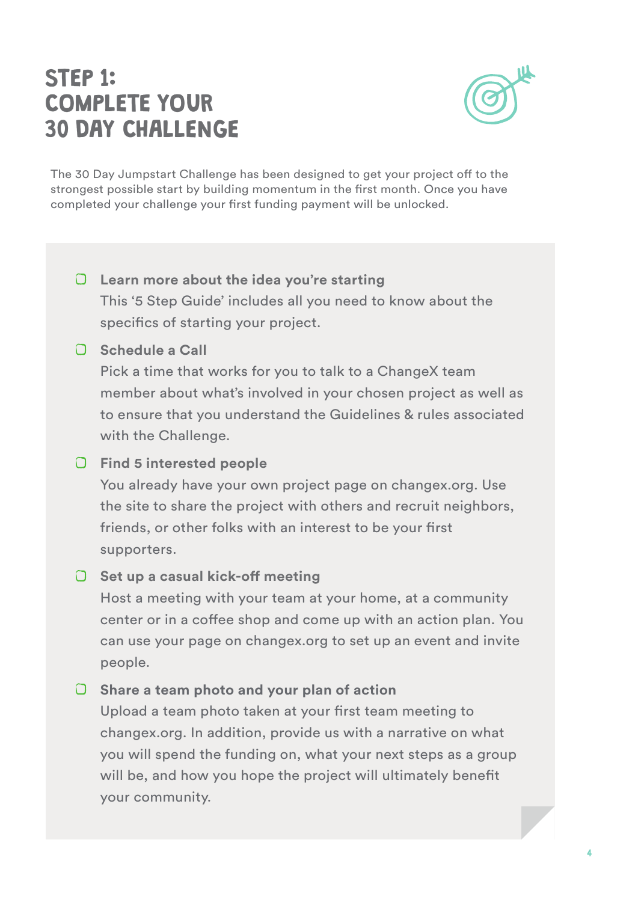# STEP 1: COMPLETE YOUR 30 DAY CHALLENGE

The 30 Day Jumpstart Challenge has been designed to get your project off to the strongest possible start by building momentum in the first month. Once you have completed your challenge your first funding payment will be unlocked.

- [ ] **Learn more about the idea you're starting**
  This '5 Step Guide' includes all you need to know about the specifics of starting your project.
- [ ] **Schedule a Call**
  Pick a time that works for you to talk to a ChangeX team member about what's involved in your chosen project as well as to ensure that you understand the Guidelines & rules associated with the Challenge.
- [ ] **Find 5 interested people**
  You already have your own project page on changex.org. Use the site to share the project with others and recruit neighbors, friends, or other folks with an interest to be your first supporters.
- [ ] **Set up a casual kick-off meeting**
  Host a meeting with your team at your home, at a community center or in a coffee shop and come up with an action plan. You can use your page on changex.org to set up an event and invite people.
- [ ] **Share a team photo and your plan of action**
  Upload a team photo taken at your first team meeting to changex.org. In addition, provide us with a narrative on what you will spend the funding on, what your next steps as a group will be, and how you hope the project will ultimately benefit your community.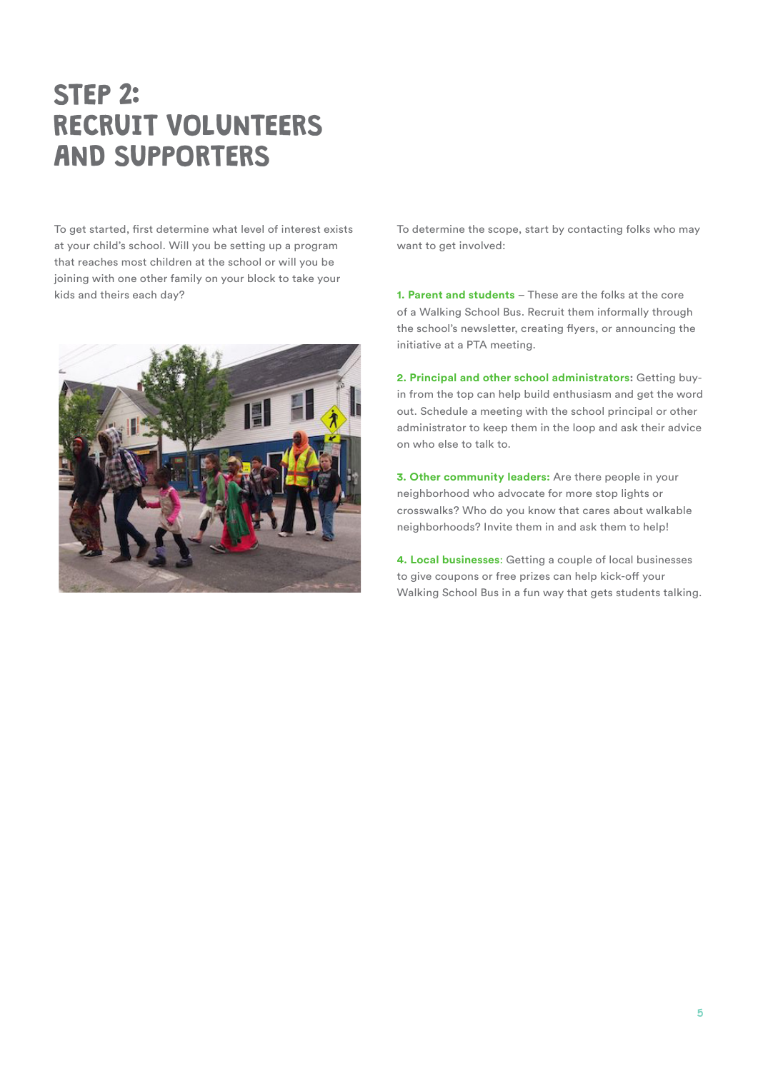# STEP 2: RECRUIT VOLUNTEERS AND SUPPORTERS

To get started, first determine what level of interest exists at your child's school. Will you be setting up a program that reaches most children at the school or will you be joining with one other family on your block to take your kids and theirs each day?

To determine the scope, start by contacting folks who may want to get involved:

**1. Parent and students** – These are the folks at the core of a Walking School Bus. Recruit them informally through the school's newsletter, creating flyers, or announcing the initiative at a PTA meeting.

**2. Principal and other school administrators:** Getting buy-in from the top can help build enthusiasm and get the word out. Schedule a meeting with the school principal or other administrator to keep them in the loop and ask their advice on who else to talk to.

**3. Other community leaders:** Are there people in your neighborhood who advocate for more stop lights or crosswalks? Who do you know that cares about walkable neighborhoods? Invite them in and ask them to help!

**4. Local businesses:** Getting a couple of local businesses to give coupons or free prizes can help kick-off your Walking School Bus in a fun way that gets students talking.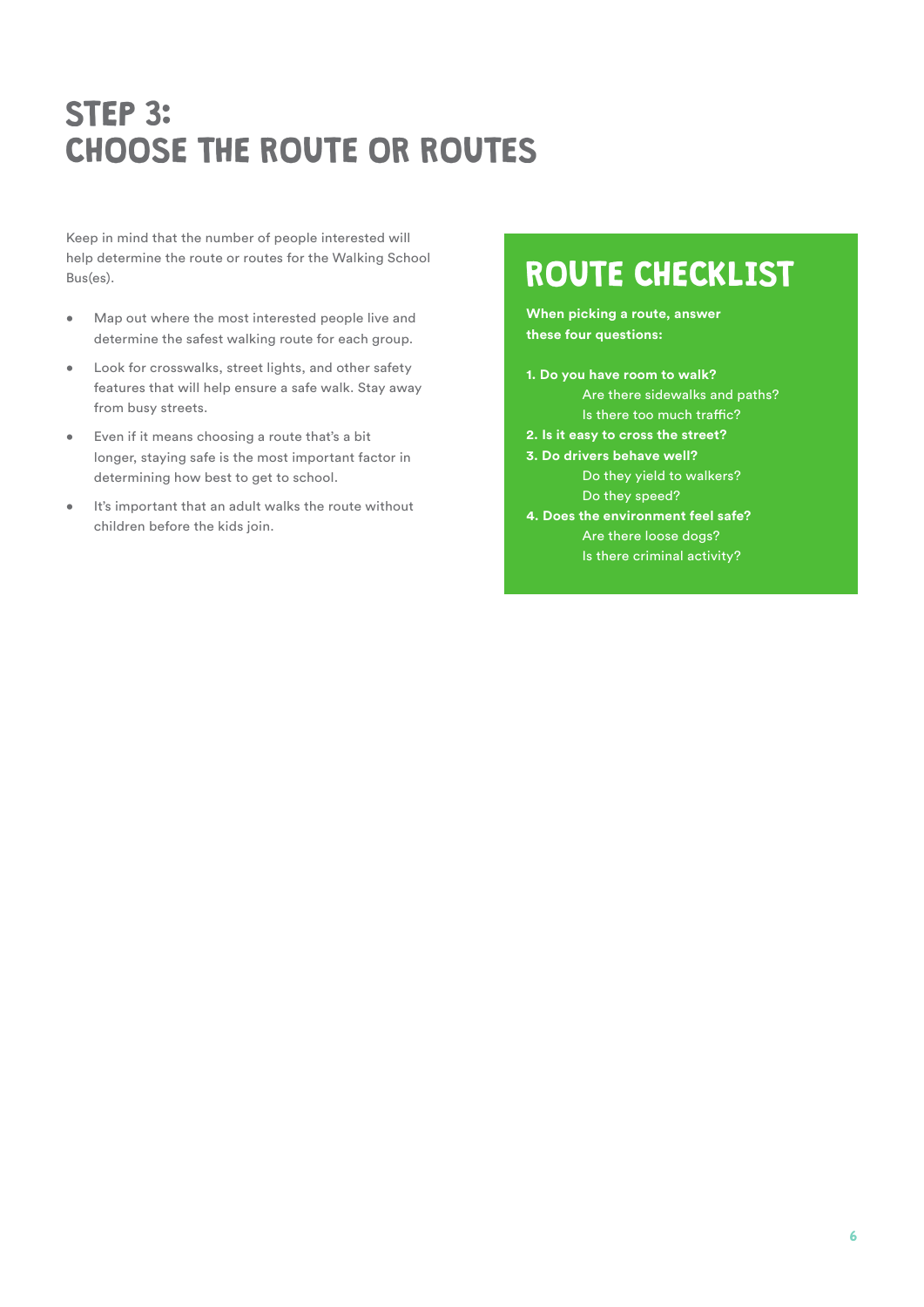# STEP 3: CHOOSE THE ROUTE OR ROUTES

Keep in mind that the number of people interested will help determine the route or routes for the Walking School Bus(es).

- Map out where the most interested people live and determine the safest walking route for each group.
- Look for crosswalks, street lights, and other safety features that will help ensure a safe walk. Stay away from busy streets.
- Even if it means choosing a route that's a bit longer, staying safe is the most important factor in determining how best to get to school.
- It's important that an adult walks the route without children before the kids join.

## ROUTE CHECKLIST

**When picking a route, answer these four questions:**

**1. Do you have room to walk?**
  - Are there sidewalks and paths?
  - Is there too much traffic?

**2. Is it easy to cross the street?**

**3. Do drivers behave well?**
  - Do they yield to walkers?
  - Do they speed?

**4. Does the environment feel safe?**
  - Are there loose dogs?
  - Is there criminal activity?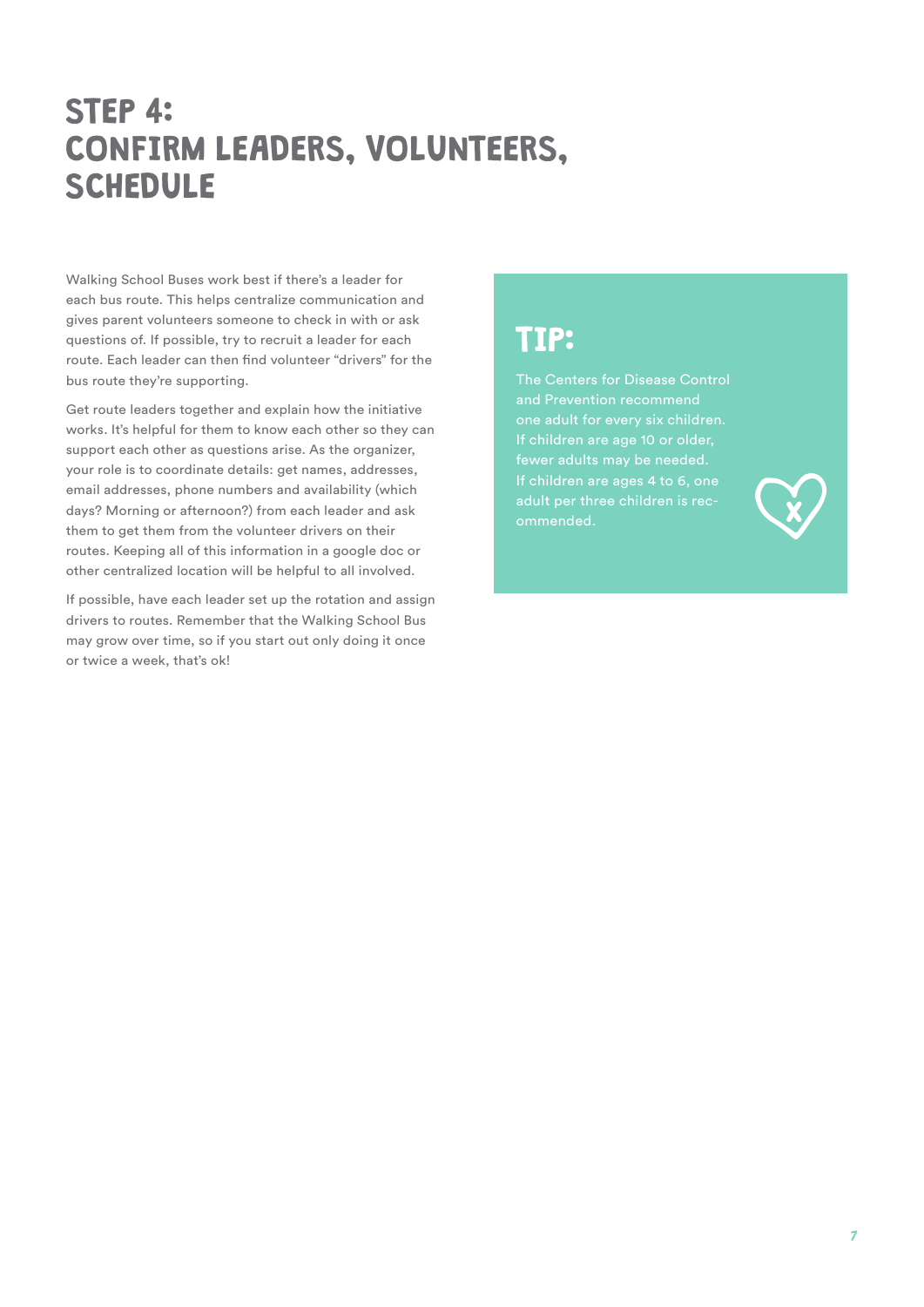# STEP 4: CONFIRM LEADERS, VOLUNTEERS, SCHEDULE

Walking School Buses work best if there's a leader for each bus route. This helps centralize communication and gives parent volunteers someone to check in with or ask questions of. If possible, try to recruit a leader for each route. Each leader can then find volunteer "drivers" for the bus route they're supporting.

Get route leaders together and explain how the initiative works. It's helpful for them to know each other so they can support each other as questions arise. As the organizer, your role is to coordinate details: get names, addresses, email addresses, phone numbers and availability (which days? Morning or afternoon?) from each leader and ask them to get them from the volunteer drivers on their routes. Keeping all of this information in a google doc or other centralized location will be helpful to all involved.

If possible, have each leader set up the rotation and assign drivers to routes. Remember that the Walking School Bus may grow over time, so if you start out only doing it once or twice a week, that's ok!

## TIP:

The Centers for Disease Control and Prevention recommend one adult for every six children. If children are age 10 or older, fewer adults may be needed. If children are ages 4 to 6, one adult per three children is recommended.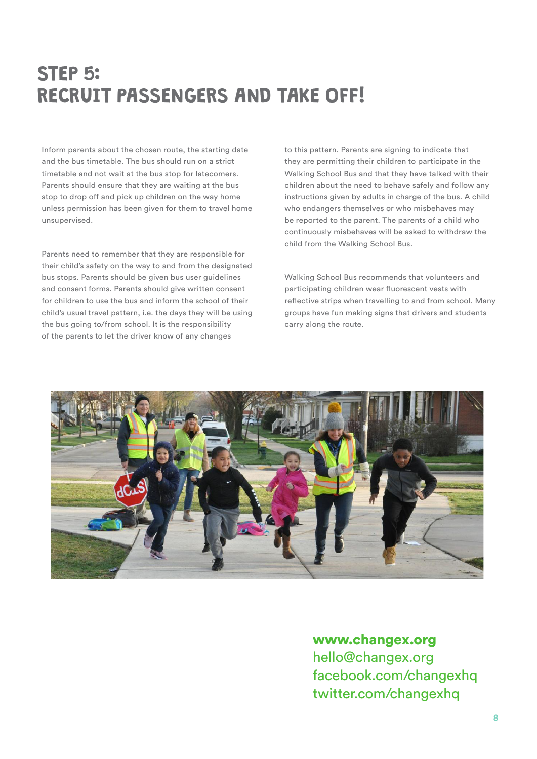# STEP 5: RECRUIT PASSENGERS AND TAKE OFF!

Inform parents about the chosen route, the starting date and the bus timetable. The bus should run on a strict timetable and not wait at the bus stop for latecomers. Parents should ensure that they are waiting at the bus stop to drop off and pick up children on the way home unless permission has been given for them to travel home unsupervised.

Parents need to remember that they are responsible for their child's safety on the way to and from the designated bus stops. Parents should be given bus user guidelines and consent forms. Parents should give written consent for children to use the bus and inform the school of their child's usual travel pattern, i.e. the days they will be using the bus going to/from school. It is the responsibility of the parents to let the driver know of any changes to this pattern. Parents are signing to indicate that they are permitting their children to participate in the Walking School Bus and that they have talked with their children about the need to behave safely and follow any instructions given by adults in charge of the bus. A child who endangers themselves or who misbehaves may be reported to the parent. The parents of a child who continuously misbehaves will be asked to withdraw the child from the Walking School Bus.

Walking School Bus recommends that volunteers and participating children wear fluorescent vests with reflective strips when travelling to and from school. Many groups have fun making signs that drivers and students carry along the route.

**www.changex.org**
hello@changex.org
facebook.com/changexhq
twitter.com/changexhq